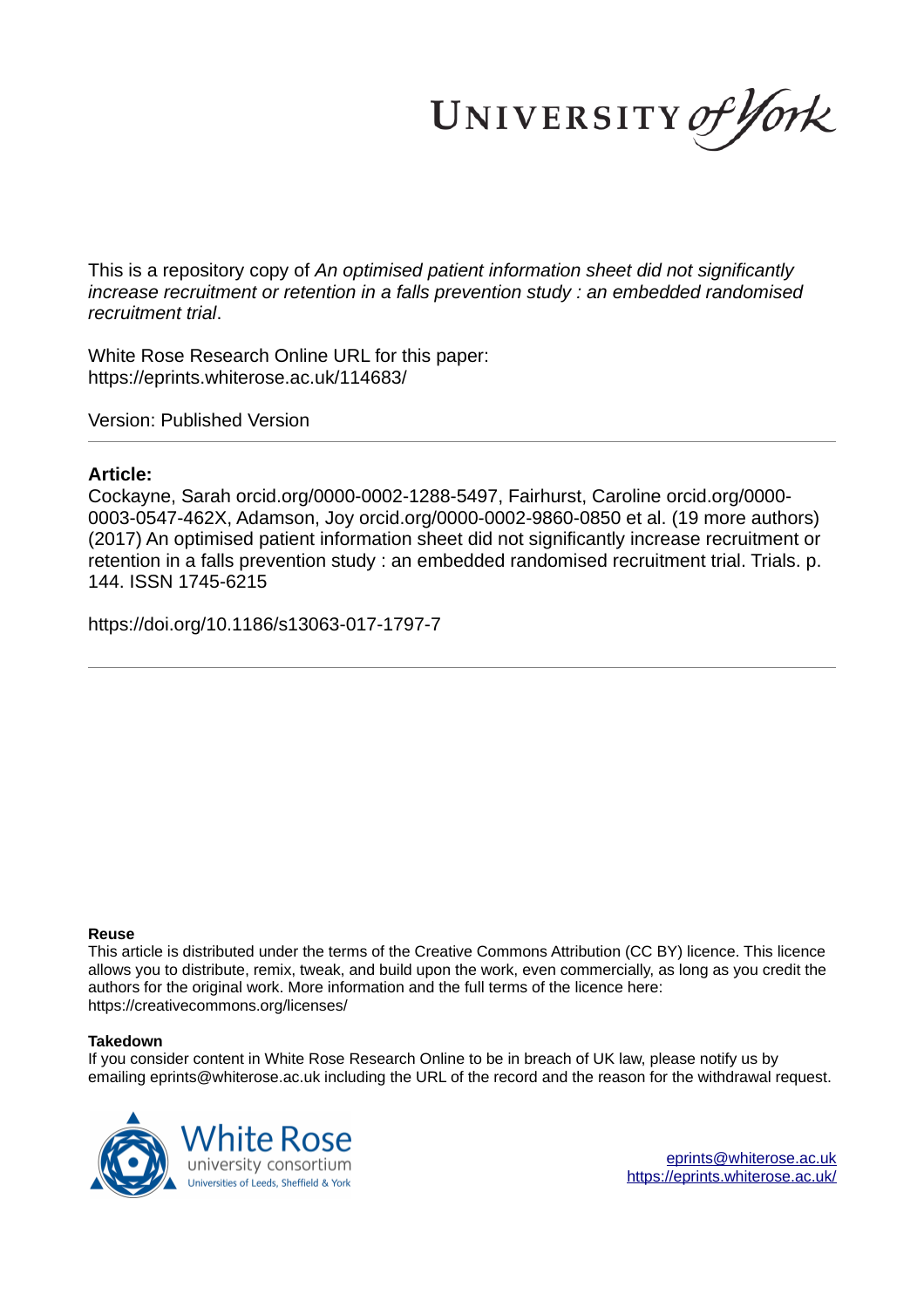This is a repository copy of *An optimised patient information sheet did not significantly increase recruitment or retention in a falls prevention study : an embedded randomised recruitment trial*.

White Rose Research Online URL for this paper:
https://eprints.whiterose.ac.uk/114683/

Version: Published Version

## Article:

Cockayne, Sarah orcid.org/0000-0002-1288-5497, Fairhurst, Caroline orcid.org/0000-0003-0547-462X, Adamson, Joy orcid.org/0000-0002-9860-0850 et al. (19 more authors) (2017) An optimised patient information sheet did not significantly increase recruitment or retention in a falls prevention study : an embedded randomised recruitment trial. Trials. p. 144. ISSN 1745-6215

https://doi.org/10.1186/s13063-017-1797-7

**Reuse**

This article is distributed under the terms of the Creative Commons Attribution (CC BY) licence. This licence allows you to distribute, remix, tweak, and build upon the work, even commercially, as long as you credit the authors for the original work. More information and the full terms of the licence here:
https://creativecommons.org/licenses/

**Takedown**

If you consider content in White Rose Research Online to be in breach of UK law, please notify us by emailing eprints@whiterose.ac.uk including the URL of the record and the reason for the withdrawal request.

eprints@whiterose.ac.uk
https://eprints.whiterose.ac.uk/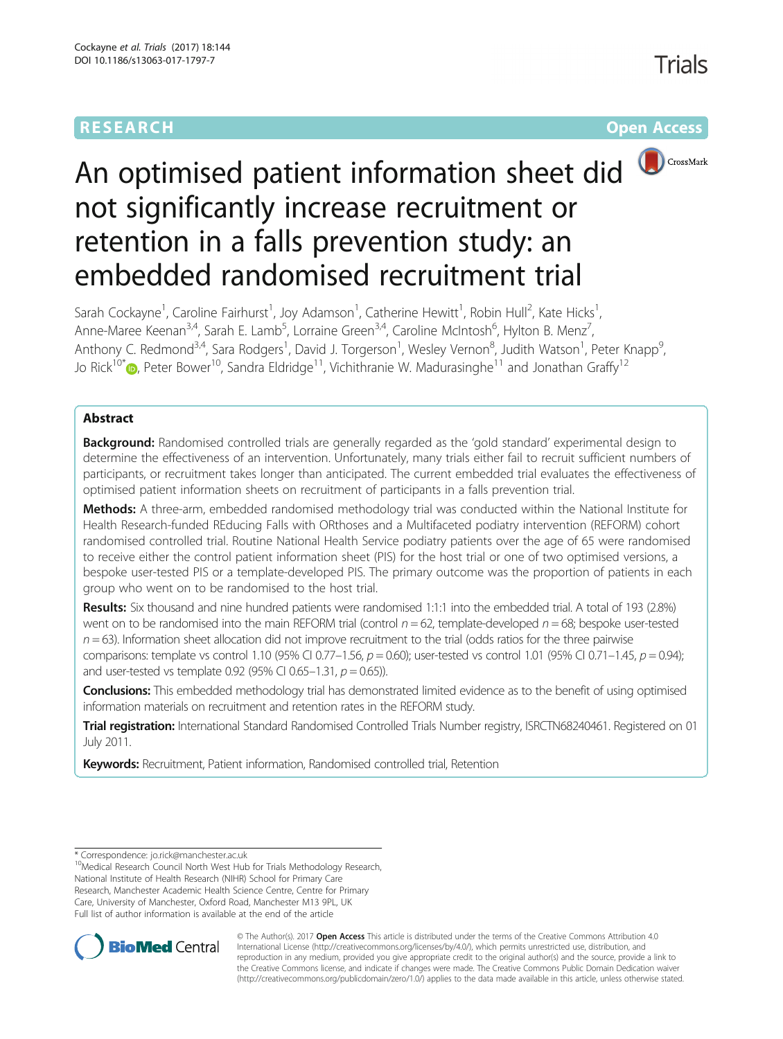# An optimised patient information sheet did not significantly increase recruitment or retention in a falls prevention study: an embedded randomised recruitment trial

Sarah Cockayne[1], Caroline Fairhurst[1], Joy Adamson[1], Catherine Hewitt[1], Robin Hull[2], Kate Hicks[1], Anne-Maree Keenan[3,4], Sarah E. Lamb[5], Lorraine Green[3,4], Caroline McIntosh[6], Hylton B. Menz[7], Anthony C. Redmond[3,4], Sara Rodgers[1], David J. Torgerson[1], Wesley Vernon[8], Judith Watson[1], Peter Knapp[9], Jo Rick[10*], Peter Bower[10], Sandra Eldridge[11], Vichithranie W. Madurasinghe[11] and Jonathan Graffy[12]

## Abstract

**Background:** Randomised controlled trials are generally regarded as the 'gold standard' experimental design to determine the effectiveness of an intervention. Unfortunately, many trials either fail to recruit sufficient numbers of participants, or recruitment takes longer than anticipated. The current embedded trial evaluates the effectiveness of optimised patient information sheets on recruitment of participants in a falls prevention trial.

**Methods:** A three-arm, embedded randomised methodology trial was conducted within the National Institute for Health Research-funded REducing Falls with ORthoses and a Multifaceted podiatry intervention (REFORM) cohort randomised controlled trial. Routine National Health Service podiatry patients over the age of 65 were randomised to receive either the control patient information sheet (PIS) for the host trial or one of two optimised versions, a bespoke user-tested PIS or a template-developed PIS. The primary outcome was the proportion of patients in each group who went on to be randomised to the host trial.

**Results:** Six thousand and nine hundred patients were randomised 1:1:1 into the embedded trial. A total of 193 (2.8%) went on to be randomised into the main REFORM trial (control $n = 62$, template-developed $n = 68$; bespoke user-tested $n = 63$). Information sheet allocation did not improve recruitment to the trial (odds ratios for the three pairwise comparisons: template vs control 1.10 (95% CI 0.77–1.56, $p = 0.60$); user-tested vs control 1.01 (95% CI 0.71–1.45, $p = 0.94$); and user-tested vs template 0.92 (95% CI 0.65–1.31, $p = 0.65$)).

**Conclusions:** This embedded methodology trial has demonstrated limited evidence as to the benefit of using optimised information materials on recruitment and retention rates in the REFORM study.

**Trial registration:** International Standard Randomised Controlled Trials Number registry, ISRCTN68240461. Registered on 01 July 2011.

**Keywords:** Recruitment, Patient information, Randomised controlled trial, Retention

\* Correspondence: jo.rick@manchester.ac.uk

[10]Medical Research Council North West Hub for Trials Methodology Research, National Institute of Health Research (NIHR) School for Primary Care Research, Manchester Academic Health Science Centre, Centre for Primary Care, University of Manchester, Oxford Road, Manchester M13 9PL, UK

Full list of author information is available at the end of the article

© The Author(s). 2017 **Open Access** This article is distributed under the terms of the Creative Commons Attribution 4.0 International License (http://creativecommons.org/licenses/by/4.0/), which permits unrestricted use, distribution, and reproduction in any medium, provided you give appropriate credit to the original author(s) and the source, provide a link to the Creative Commons license, and indicate if changes were made. The Creative Commons Public Domain Dedication waiver (http://creativecommons.org/publicdomain/zero/1.0/) applies to the data made available in this article, unless otherwise stated.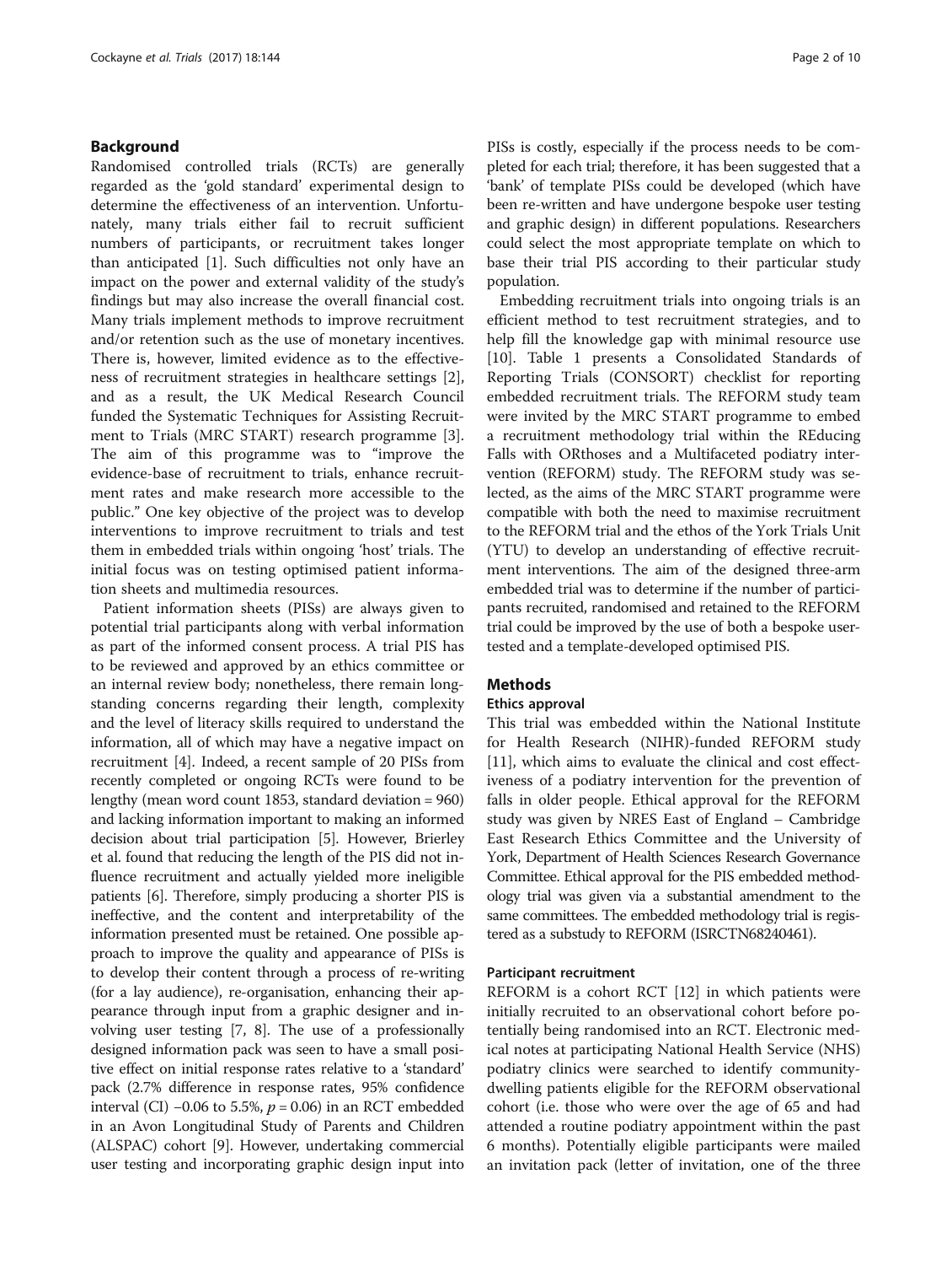## Background

Randomised controlled trials (RCTs) are generally regarded as the 'gold standard' experimental design to determine the effectiveness of an intervention. Unfortunately, many trials either fail to recruit sufficient numbers of participants, or recruitment takes longer than anticipated [1]. Such difficulties not only have an impact on the power and external validity of the study's findings but may also increase the overall financial cost. Many trials implement methods to improve recruitment and/or retention such as the use of monetary incentives. There is, however, limited evidence as to the effectiveness of recruitment strategies in healthcare settings [2], and as a result, the UK Medical Research Council funded the Systematic Techniques for Assisting Recruitment to Trials (MRC START) research programme [3]. The aim of this programme was to "improve the evidence-base of recruitment to trials, enhance recruitment rates and make research more accessible to the public." One key objective of the project was to develop interventions to improve recruitment to trials and test them in embedded trials within ongoing 'host' trials. The initial focus was on testing optimised patient information sheets and multimedia resources.

Patient information sheets (PISs) are always given to potential trial participants along with verbal information as part of the informed consent process. A trial PIS has to be reviewed and approved by an ethics committee or an internal review body; nonetheless, there remain longstanding concerns regarding their length, complexity and the level of literacy skills required to understand the information, all of which may have a negative impact on recruitment [4]. Indeed, a recent sample of 20 PISs from recently completed or ongoing RCTs were found to be lengthy (mean word count 1853, standard deviation = 960) and lacking information important to making an informed decision about trial participation [5]. However, Brierley et al. found that reducing the length of the PIS did not influence recruitment and actually yielded more ineligible patients [6]. Therefore, simply producing a shorter PIS is ineffective, and the content and interpretability of the information presented must be retained. One possible approach to improve the quality and appearance of PISs is to develop their content through a process of re-writing (for a lay audience), re-organisation, enhancing their appearance through input from a graphic designer and involving user testing [7, 8]. The use of a professionally designed information pack was seen to have a small positive effect on initial response rates relative to a 'standard' pack (2.7% difference in response rates, 95% confidence interval (CI) −0.06 to 5.5%, $p = 0.06$) in an RCT embedded in an Avon Longitudinal Study of Parents and Children (ALSPAC) cohort [9]. However, undertaking commercial user testing and incorporating graphic design input into PISs is costly, especially if the process needs to be completed for each trial; therefore, it has been suggested that a 'bank' of template PISs could be developed (which have been re-written and have undergone bespoke user testing and graphic design) in different populations. Researchers could select the most appropriate template on which to base their trial PIS according to their particular study population.

Embedding recruitment trials into ongoing trials is an efficient method to test recruitment strategies, and to help fill the knowledge gap with minimal resource use [10]. Table 1 presents a Consolidated Standards of Reporting Trials (CONSORT) checklist for reporting embedded recruitment trials. The REFORM study team were invited by the MRC START programme to embed a recruitment methodology trial within the REducing Falls with ORthoses and a Multifaceted podiatry intervention (REFORM) study. The REFORM study was selected, as the aims of the MRC START programme were compatible with both the need to maximise recruitment to the REFORM trial and the ethos of the York Trials Unit (YTU) to develop an understanding of effective recruitment interventions. The aim of the designed three-arm embedded trial was to determine if the number of participants recruited, randomised and retained to the REFORM trial could be improved by the use of both a bespoke user-tested and a template-developed optimised PIS.

## Methods

### Ethics approval

This trial was embedded within the National Institute for Health Research (NIHR)-funded REFORM study [11], which aims to evaluate the clinical and cost effectiveness of a podiatry intervention for the prevention of falls in older people. Ethical approval for the REFORM study was given by NRES East of England – Cambridge East Research Ethics Committee and the University of York, Department of Health Sciences Research Governance Committee. Ethical approval for the PIS embedded methodology trial was given via a substantial amendment to the same committees. The embedded methodology trial is registered as a substudy to REFORM (ISRCTN68240461).

### Participant recruitment

REFORM is a cohort RCT [12] in which patients were initially recruited to an observational cohort before potentially being randomised into an RCT. Electronic medical notes at participating National Health Service (NHS) podiatry clinics were searched to identify community-dwelling patients eligible for the REFORM observational cohort (i.e. those who were over the age of 65 and had attended a routine podiatry appointment within the past 6 months). Potentially eligible participants were mailed an invitation pack (letter of invitation, one of the three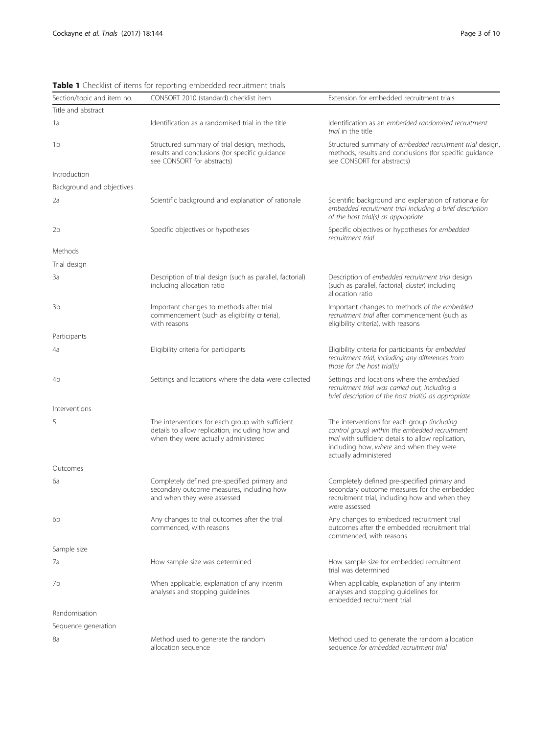**Table 1** Checklist of items for reporting embedded recruitment trials

| Section/topic and item no. | CONSORT 2010 (standard) checklist item | Extension for embedded recruitment trials |
|---|---|---|
| Title and abstract | | |
| 1a | Identification as a randomised trial in the title | Identification as an *embedded randomised recruitment trial* in the title |
| 1b | Structured summary of trial design, methods, results and conclusions (for specific guidance see CONSORT for abstracts) | Structured summary of *embedded recruitment trial* design, methods, results and conclusions (for specific guidance see CONSORT for abstracts) |
| Introduction | | |
| Background and objectives | | |
| 2a | Scientific background and explanation of rationale | Scientific background and explanation of rationale *for embedded recruitment trial including a brief description of the host trial(s) as appropriate* |
| 2b | Specific objectives or hypotheses | Specific objectives or hypotheses *for embedded recruitment trial* |
| Methods | | |
| Trial design | | |
| 3a | Description of trial design (such as parallel, factorial) including allocation ratio | Description of *embedded recruitment trial* design (such as parallel, factorial, *cluster*) including allocation ratio |
| 3b | Important changes to methods after trial commencement (such as eligibility criteria), with reasons | Important changes to methods *of the embedded recruitment trial* after commencement (such as eligibility criteria), with reasons |
| Participants | | |
| 4a | Eligibility criteria for participants | Eligibility criteria for participants *for embedded recruitment trial, including any differences from those for the host trial(s)* |
| 4b | Settings and locations where the data were collected | Settings and locations where the *embedded recruitment trial was carried out, including a brief description of the host trial(s) as appropriate* |
| Interventions | | |
| 5 | The interventions for each group with sufficient details to allow replication, including how and when they were actually administered | The interventions for each group *(including control group) within the embedded recruitment trial* with sufficient details to allow replication, including how, *where* and when they were actually administered |
| Outcomes | | |
| 6a | Completely defined pre-specified primary and secondary outcome measures, including how and when they were assessed | Completely defined pre-specified primary and secondary outcome measures for the embedded recruitment trial, including how and when they were assessed |
| 6b | Any changes to trial outcomes after the trial commenced, with reasons | Any changes to embedded recruitment trial outcomes after the embedded recruitment trial commenced, with reasons |
| Sample size | | |
| 7a | How sample size was determined | How sample size for embedded recruitment trial was determined |
| 7b | When applicable, explanation of any interim analyses and stopping guidelines | When applicable, explanation of any interim analyses and stopping guidelines for embedded recruitment trial |
| Randomisation | | |
| Sequence generation | | |
| 8a | Method used to generate the random allocation sequence | Method used to generate the random allocation sequence *for embedded recruitment trial* |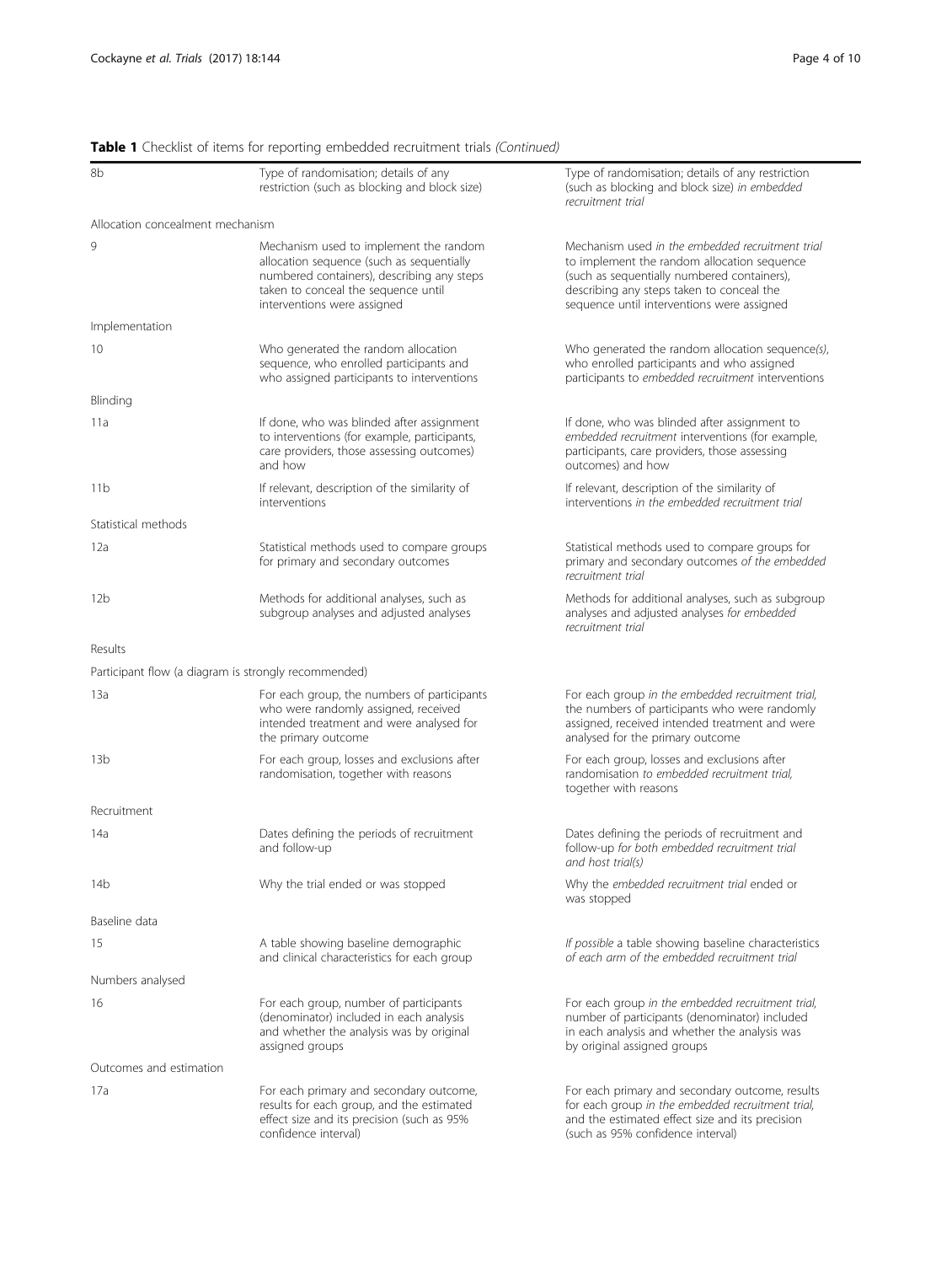**Table 1** Checklist of items for reporting embedded recruitment trials *(Continued)*

| | | |
|---|---|---|
| 8b | Type of randomisation; details of any restriction (such as blocking and block size) | Type of randomisation; details of any restriction (such as blocking and block size) *in embedded recruitment trial* |
| Allocation concealment mechanism | | |
| 9 | Mechanism used to implement the random allocation sequence (such as sequentially numbered containers), describing any steps taken to conceal the sequence until interventions were assigned | Mechanism used *in the embedded recruitment trial* to implement the random allocation sequence (such as sequentially numbered containers), describing any steps taken to conceal the sequence until interventions were assigned |
| Implementation | | |
| 10 | Who generated the random allocation sequence, who enrolled participants and who assigned participants to interventions | Who generated the random allocation sequence*(s)*, who enrolled participants and who assigned participants to *embedded recruitment* interventions |
| Blinding | | |
| 11a | If done, who was blinded after assignment to interventions (for example, participants, care providers, those assessing outcomes) and how | If done, who was blinded after assignment to *embedded recruitment* interventions (for example, participants, care providers, those assessing outcomes) and how |
| 11b | If relevant, description of the similarity of interventions | If relevant, description of the similarity of interventions *in the embedded recruitment trial* |
| Statistical methods | | |
| 12a | Statistical methods used to compare groups for primary and secondary outcomes | Statistical methods used to compare groups for primary and secondary outcomes *of the embedded recruitment trial* |
| 12b | Methods for additional analyses, such as subgroup analyses and adjusted analyses | Methods for additional analyses, such as subgroup analyses and adjusted analyses *for embedded recruitment trial* |
| Results | | |
| Participant flow (a diagram is strongly recommended) | | |
| 13a | For each group, the numbers of participants who were randomly assigned, received intended treatment and were analysed for the primary outcome | For each group *in the embedded recruitment trial*, the numbers of participants who were randomly assigned, received intended treatment and were analysed for the primary outcome |
| 13b | For each group, losses and exclusions after randomisation, together with reasons | For each group, losses and exclusions after randomisation *to embedded recruitment trial*, together with reasons |
| Recruitment | | |
| 14a | Dates defining the periods of recruitment and follow-up | Dates defining the periods of recruitment and follow-up *for both embedded recruitment trial and host trial(s)* |
| 14b | Why the trial ended or was stopped | Why the *embedded recruitment trial* ended or was stopped |
| Baseline data | | |
| 15 | A table showing baseline demographic and clinical characteristics for each group | *If possible* a table showing baseline characteristics *of each arm of the embedded recruitment trial* |
| Numbers analysed | | |
| 16 | For each group, number of participants (denominator) included in each analysis and whether the analysis was by original assigned groups | For each group *in the embedded recruitment trial*, number of participants (denominator) included in each analysis and whether the analysis was by original assigned groups |
| Outcomes and estimation | | |
| 17a | For each primary and secondary outcome, results for each group, and the estimated effect size and its precision (such as 95% confidence interval) | For each primary and secondary outcome, results for each group *in the embedded recruitment trial*, and the estimated effect size and its precision (such as 95% confidence interval) |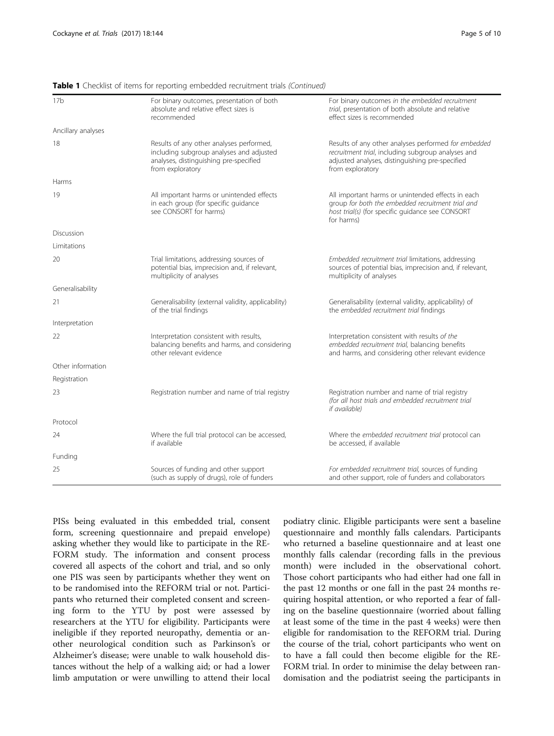**Table 1** Checklist of items for reporting embedded recruitment trials *(Continued)*

| | | |
|---|---|---|
| 17b | For binary outcomes, presentation of both absolute and relative effect sizes is recommended | For binary outcomes *in the embedded recruitment trial*, presentation of both absolute and relative effect sizes is recommended |
| Ancillary analyses | | |
| 18 | Results of any other analyses performed, including subgroup analyses and adjusted analyses, distinguishing pre-specified from exploratory | Results of any other analyses performed *for embedded recruitment trial*, including subgroup analyses and adjusted analyses, distinguishing pre-specified from exploratory |
| Harms | | |
| 19 | All important harms or unintended effects in each group (for specific guidance see CONSORT for harms) | All important harms or unintended effects in each group *for both the embedded recruitment trial and host trial(s)* (for specific guidance see CONSORT for harms) |
| Discussion | | |
| Limitations | | |
| 20 | Trial limitations, addressing sources of potential bias, imprecision and, if relevant, multiplicity of analyses | *Embedded recruitment trial* limitations, addressing sources of potential bias, imprecision and, if relevant, multiplicity of analyses |
| Generalisability | | |
| 21 | Generalisability (external validity, applicability) of the trial findings | Generalisability (external validity, applicability) of the *embedded recruitment trial* findings |
| Interpretation | | |
| 22 | Interpretation consistent with results, balancing benefits and harms, and considering other relevant evidence | Interpretation consistent with results *of the embedded recruitment trial*, balancing benefits and harms, and considering other relevant evidence |
| Other information | | |
| Registration | | |
| 23 | Registration number and name of trial registry | Registration number and name of trial registry *(for all host trials and embedded recruitment trial if available)* |
| Protocol | | |
| 24 | Where the full trial protocol can be accessed, if available | Where the *embedded recruitment trial* protocol can be accessed, if available |
| Funding | | |
| 25 | Sources of funding and other support (such as supply of drugs), role of funders | *For embedded recruitment trial,* sources of funding and other support, role of funders and collaborators |

PISs being evaluated in this embedded trial, consent form, screening questionnaire and prepaid envelope) asking whether they would like to participate in the REFORM study. The information and consent process covered all aspects of the cohort and trial, and so only one PIS was seen by participants whether they went on to be randomised into the REFORM trial or not. Participants who returned their completed consent and screening form to the YTU by post were assessed by researchers at the YTU for eligibility. Participants were ineligible if they reported neuropathy, dementia or another neurological condition such as Parkinson's or Alzheimer's disease; were unable to walk household distances without the help of a walking aid; or had a lower limb amputation or were unwilling to attend their local podiatry clinic. Eligible participants were sent a baseline questionnaire and monthly falls calendars. Participants who returned a baseline questionnaire and at least one monthly falls calendar (recording falls in the previous month) were included in the observational cohort. Those cohort participants who had either had one fall in the past 12 months or one fall in the past 24 months requiring hospital attention, or who reported a fear of falling on the baseline questionnaire (worried about falling at least some of the time in the past 4 weeks) were then eligible for randomisation to the REFORM trial. During the course of the trial, cohort participants who went on to have a fall could then become eligible for the REFORM trial. In order to minimise the delay between randomisation and the podiatrist seeing the participants in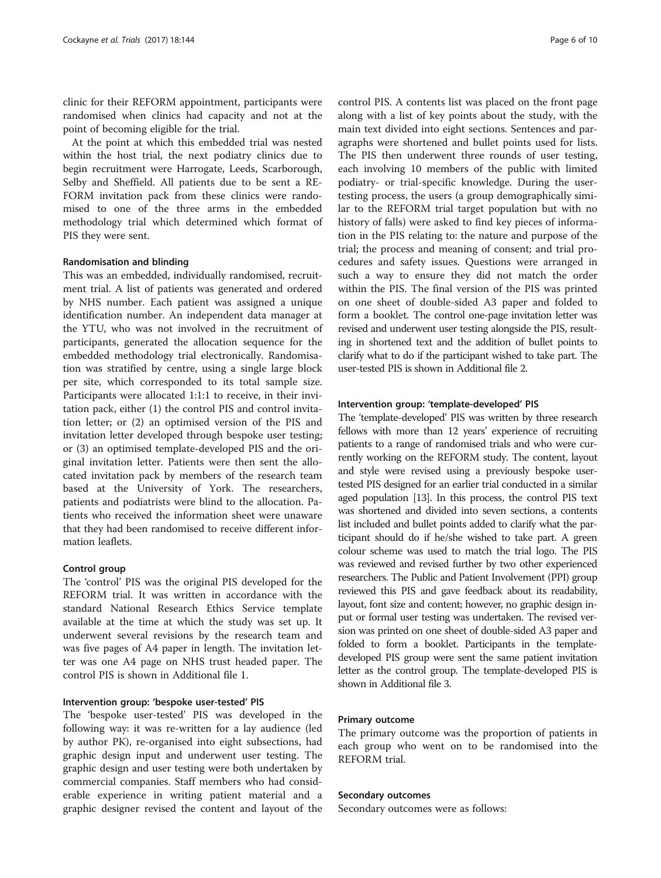clinic for their REFORM appointment, participants were randomised when clinics had capacity and not at the point of becoming eligible for the trial.

At the point at which this embedded trial was nested within the host trial, the next podiatry clinics due to begin recruitment were Harrogate, Leeds, Scarborough, Selby and Sheffield. All patients due to be sent a REFORM invitation pack from these clinics were randomised to one of the three arms in the embedded methodology trial which determined which format of PIS they were sent.

### Randomisation and blinding

This was an embedded, individually randomised, recruitment trial. A list of patients was generated and ordered by NHS number. Each patient was assigned a unique identification number. An independent data manager at the YTU, who was not involved in the recruitment of participants, generated the allocation sequence for the embedded methodology trial electronically. Randomisation was stratified by centre, using a single large block per site, which corresponded to its total sample size. Participants were allocated 1:1:1 to receive, in their invitation pack, either (1) the control PIS and control invitation letter; or (2) an optimised version of the PIS and invitation letter developed through bespoke user testing; or (3) an optimised template-developed PIS and the original invitation letter. Patients were then sent the allocated invitation pack by members of the research team based at the University of York. The researchers, patients and podiatrists were blind to the allocation. Patients who received the information sheet were unaware that they had been randomised to receive different information leaflets.

### Control group

The 'control' PIS was the original PIS developed for the REFORM trial. It was written in accordance with the standard National Research Ethics Service template available at the time at which the study was set up. It underwent several revisions by the research team and was five pages of A4 paper in length. The invitation letter was one A4 page on NHS trust headed paper. The control PIS is shown in Additional file 1.

### Intervention group: 'bespoke user-tested' PIS

The 'bespoke user-tested' PIS was developed in the following way: it was re-written for a lay audience (led by author PK), re-organised into eight subsections, had graphic design input and underwent user testing. The graphic design and user testing were both undertaken by commercial companies. Staff members who had considerable experience in writing patient material and a graphic designer revised the content and layout of the control PIS. A contents list was placed on the front page along with a list of key points about the study, with the main text divided into eight sections. Sentences and paragraphs were shortened and bullet points used for lists. The PIS then underwent three rounds of user testing, each involving 10 members of the public with limited podiatry- or trial-specific knowledge. During the user-testing process, the users (a group demographically similar to the REFORM trial target population but with no history of falls) were asked to find key pieces of information in the PIS relating to: the nature and purpose of the trial; the process and meaning of consent; and trial procedures and safety issues. Questions were arranged in such a way to ensure they did not match the order within the PIS. The final version of the PIS was printed on one sheet of double-sided A3 paper and folded to form a booklet. The control one-page invitation letter was revised and underwent user testing alongside the PIS, resulting in shortened text and the addition of bullet points to clarify what to do if the participant wished to take part. The user-tested PIS is shown in Additional file 2.

### Intervention group: 'template-developed' PIS

The 'template-developed' PIS was written by three research fellows with more than 12 years' experience of recruiting patients to a range of randomised trials and who were currently working on the REFORM study. The content, layout and style were revised using a previously bespoke user-tested PIS designed for an earlier trial conducted in a similar aged population [13]. In this process, the control PIS text was shortened and divided into seven sections, a contents list included and bullet points added to clarify what the participant should do if he/she wished to take part. A green colour scheme was used to match the trial logo. The PIS was reviewed and revised further by two other experienced researchers. The Public and Patient Involvement (PPI) group reviewed this PIS and gave feedback about its readability, layout, font size and content; however, no graphic design input or formal user testing was undertaken. The revised version was printed on one sheet of double-sided A3 paper and folded to form a booklet. Participants in the template-developed PIS group were sent the same patient invitation letter as the control group. The template-developed PIS is shown in Additional file 3.

### Primary outcome

The primary outcome was the proportion of patients in each group who went on to be randomised into the REFORM trial.

### Secondary outcomes

Secondary outcomes were as follows: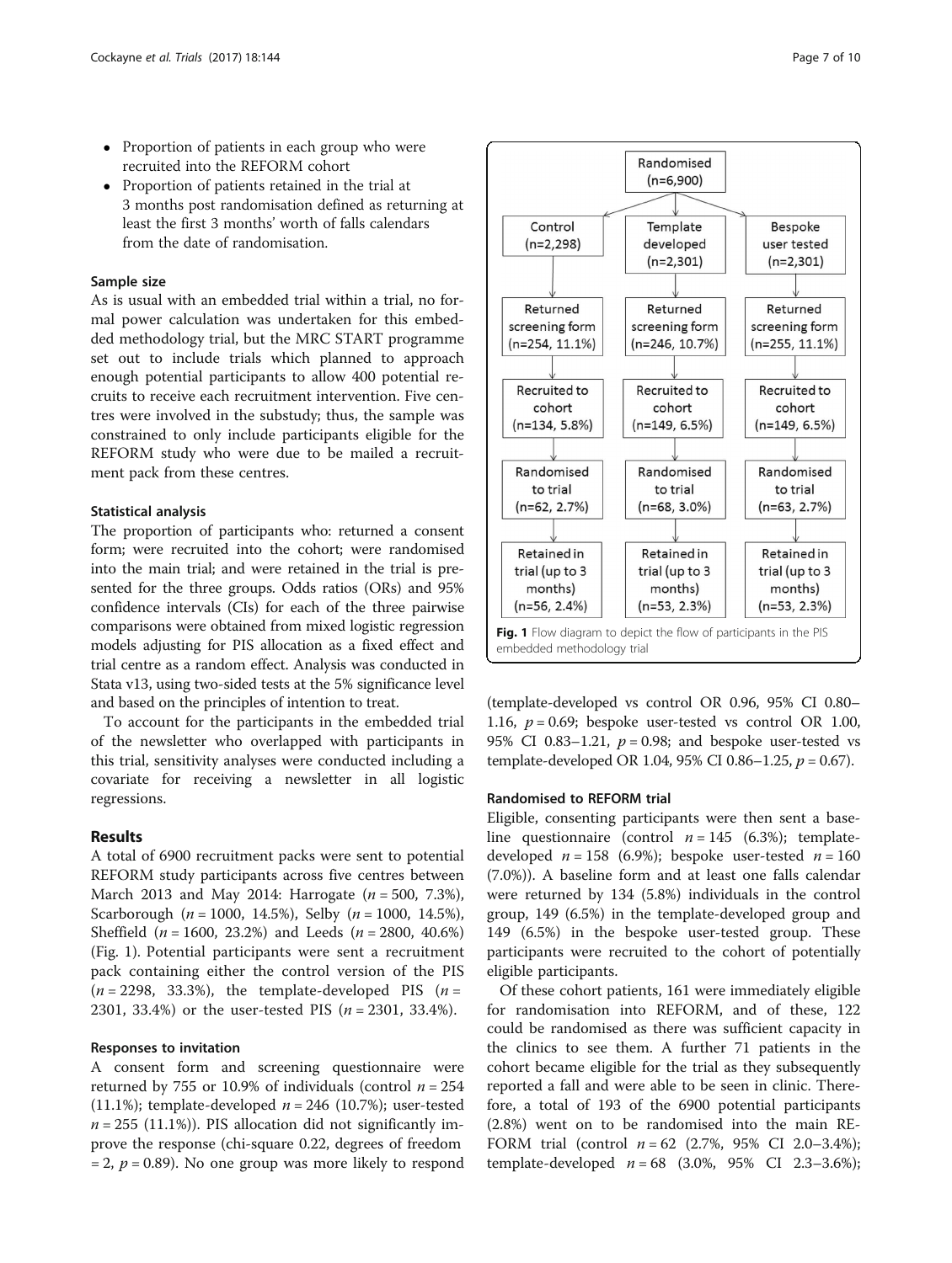- Proportion of patients in each group who were recruited into the REFORM cohort
- Proportion of patients retained in the trial at 3 months post randomisation defined as returning at least the first 3 months' worth of falls calendars from the date of randomisation.

### Sample size

As is usual with an embedded trial within a trial, no formal power calculation was undertaken for this embedded methodology trial, but the MRC START programme set out to include trials which planned to approach enough potential participants to allow 400 potential recruits to receive each recruitment intervention. Five centres were involved in the substudy; thus, the sample was constrained to only include participants eligible for the REFORM study who were due to be mailed a recruitment pack from these centres.

### Statistical analysis

The proportion of participants who: returned a consent form; were recruited into the cohort; were randomised into the main trial; and were retained in the trial is presented for the three groups. Odds ratios (ORs) and 95% confidence intervals (CIs) for each of the three pairwise comparisons were obtained from mixed logistic regression models adjusting for PIS allocation as a fixed effect and trial centre as a random effect. Analysis was conducted in Stata v13, using two-sided tests at the 5% significance level and based on the principles of intention to treat.

To account for the participants in the embedded trial of the newsletter who overlapped with participants in this trial, sensitivity analyses were conducted including a covariate for receiving a newsletter in all logistic regressions.

## Results

A total of 6900 recruitment packs were sent to potential REFORM study participants across five centres between March 2013 and May 2014: Harrogate ($n = 500$, 7.3%), Scarborough ($n = 1000$, 14.5%), Selby ($n = 1000$, 14.5%), Sheffield ($n = 1600$, 23.2%) and Leeds ($n = 2800$, 40.6%) (Fig. 1). Potential participants were sent a recruitment pack containing either the control version of the PIS ($n = 2298$, 33.3%), the template-developed PIS ($n = 2301$, 33.4%) or the user-tested PIS ($n = 2301$, 33.4%).

### Responses to invitation

A consent form and screening questionnaire were returned by 755 or 10.9% of individuals (control $n = 254$ (11.1%); template-developed $n = 246$ (10.7%); user-tested $n = 255$ (11.1%)). PIS allocation did not significantly improve the response (chi-square 0.22, degrees of freedom = 2, $p = 0.89$). No one group was more likely to respond

Randomised (n=6,900)
Control (n=2,298) | Template developed (n=2,301) | Bespoke user tested (n=2,301)
Returned screening form (n=254, 11.1%) | Returned screening form (n=246, 10.7%) | Returned screening form (n=255, 11.1%)
Recruited to cohort (n=134, 5.8%) | Recruited to cohort (n=149, 6.5%) | Recruited to cohort (n=149, 6.5%)
Randomised to trial (n=62, 2.7%) | Randomised to trial (n=68, 3.0%) | Randomised to trial (n=63, 2.7%)
Retained in trial (up to 3 months) (n=56, 2.4%) | Retained in trial (up to 3 months) (n=53, 2.3%) | Retained in trial (up to 3 months) (n=53, 2.3%)

**Fig. 1** Flow diagram to depict the flow of participants in the PIS embedded methodology trial

(template-developed vs control OR 0.96, 95% CI 0.80–1.16, $p = 0.69$; bespoke user-tested vs control OR 1.00, 95% CI 0.83–1.21, $p = 0.98$; and bespoke user-tested vs template-developed OR 1.04, 95% CI 0.86–1.25, $p = 0.67$).

### Randomised to REFORM trial

Eligible, consenting participants were then sent a baseline questionnaire (control $n = 145$ (6.3%); template-developed $n = 158$ (6.9%); bespoke user-tested $n = 160$ (7.0%)). A baseline form and at least one falls calendar were returned by 134 (5.8%) individuals in the control group, 149 (6.5%) in the template-developed group and 149 (6.5%) in the bespoke user-tested group. These participants were recruited to the cohort of potentially eligible participants.

Of these cohort patients, 161 were immediately eligible for randomisation into REFORM, and of these, 122 could be randomised as there was sufficient capacity in the clinics to see them. A further 71 patients in the cohort became eligible for the trial as they subsequently reported a fall and were able to be seen in clinic. Therefore, a total of 193 of the 6900 potential participants (2.8%) went on to be randomised into the main REFORM trial (control $n = 62$ (2.7%, 95% CI 2.0–3.4%); template-developed $n = 68$ (3.0%, 95% CI 2.3–3.6%);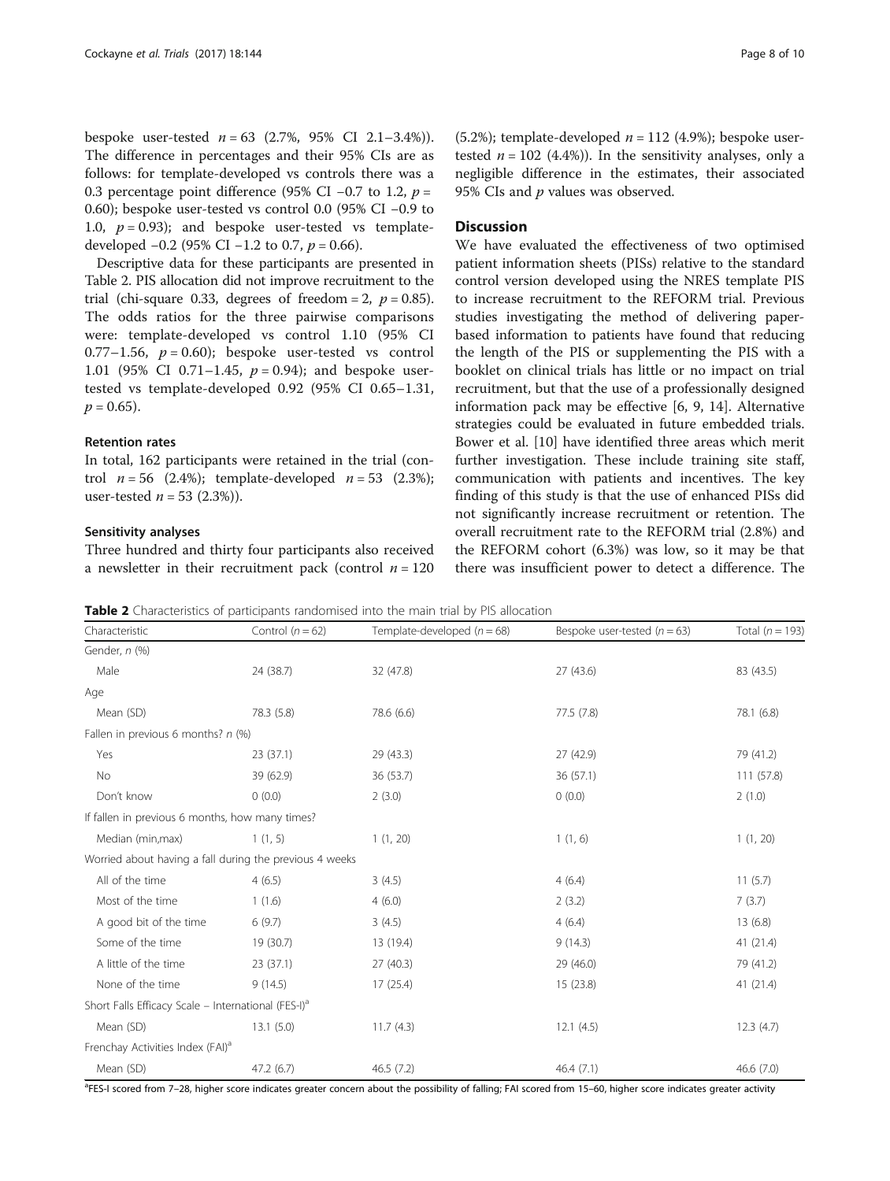bespoke user-tested $n = 63$ (2.7%, 95% CI 2.1–3.4%)). The difference in percentages and their 95% CIs are as follows: for template-developed vs controls there was a 0.3 percentage point difference (95% CI −0.7 to 1.2, $p = 0.60$); bespoke user-tested vs control 0.0 (95% CI −0.9 to 1.0, $p = 0.93$); and bespoke user-tested vs template-developed −0.2 (95% CI −1.2 to 0.7, $p = 0.66$).

Descriptive data for these participants are presented in Table 2. PIS allocation did not improve recruitment to the trial (chi-square 0.33, degrees of freedom = 2, $p = 0.85$). The odds ratios for the three pairwise comparisons were: template-developed vs control 1.10 (95% CI 0.77–1.56, $p = 0.60$); bespoke user-tested vs control 1.01 (95% CI 0.71–1.45, $p = 0.94$); and bespoke user-tested vs template-developed 0.92 (95% CI 0.65–1.31, $p = 0.65$).

### Retention rates

In total, 162 participants were retained in the trial (control $n = 56$ (2.4%); template-developed $n = 53$ (2.3%); user-tested $n = 53$ (2.3%)).

### Sensitivity analyses

Three hundred and thirty four participants also received a newsletter in their recruitment pack (control $n = 120$ (5.2%); template-developed $n = 112$ (4.9%); bespoke user-tested $n = 102$ (4.4%)). In the sensitivity analyses, only a negligible difference in the estimates, their associated 95% CIs and $p$ values was observed.

## Discussion

We have evaluated the effectiveness of two optimised patient information sheets (PISs) relative to the standard control version developed using the NRES template PIS to increase recruitment to the REFORM trial. Previous studies investigating the method of delivering paper-based information to patients have found that reducing the length of the PIS or supplementing the PIS with a booklet on clinical trials has little or no impact on trial recruitment, but that the use of a professionally designed information pack may be effective [6, 9, 14]. Alternative strategies could be evaluated in future embedded trials. Bower et al. [10] have identified three areas which merit further investigation. These include training site staff, communication with patients and incentives. The key finding of this study is that the use of enhanced PISs did not significantly increase recruitment or retention. The overall recruitment rate to the REFORM trial (2.8%) and the REFORM cohort (6.3%) was low, so it may be that there was insufficient power to detect a difference. The

**Table 2** Characteristics of participants randomised into the main trial by PIS allocation

| Characteristic | Control ($n = 62$) | Template-developed ($n = 68$) | Bespoke user-tested ($n = 63$) | Total ($n = 193$) |
|---|---|---|---|---|
| Gender, $n$ (%) | | | | |
| Male | 24 (38.7) | 32 (47.8) | 27 (43.6) | 83 (43.5) |
| Age | | | | |
| Mean (SD) | 78.3 (5.8) | 78.6 (6.6) | 77.5 (7.8) | 78.1 (6.8) |
| Fallen in previous 6 months? $n$ (%) | | | | |
| Yes | 23 (37.1) | 29 (43.3) | 27 (42.9) | 79 (41.2) |
| No | 39 (62.9) | 36 (53.7) | 36 (57.1) | 111 (57.8) |
| Don't know | 0 (0.0) | 2 (3.0) | 0 (0.0) | 2 (1.0) |
| If fallen in previous 6 months, how many times? | | | | |
| Median (min,max) | 1 (1, 5) | 1 (1, 20) | 1 (1, 6) | 1 (1, 20) |
| Worried about having a fall during the previous 4 weeks | | | | |
| All of the time | 4 (6.5) | 3 (4.5) | 4 (6.4) | 11 (5.7) |
| Most of the time | 1 (1.6) | 4 (6.0) | 2 (3.2) | 7 (3.7) |
| A good bit of the time | 6 (9.7) | 3 (4.5) | 4 (6.4) | 13 (6.8) |
| Some of the time | 19 (30.7) | 13 (19.4) | 9 (14.3) | 41 (21.4) |
| A little of the time | 23 (37.1) | 27 (40.3) | 29 (46.0) | 79 (41.2) |
| None of the time | 9 (14.5) | 17 (25.4) | 15 (23.8) | 41 (21.4) |
| Short Falls Efficacy Scale – International (FES-I)[a] | | | | |
| Mean (SD) | 13.1 (5.0) | 11.7 (4.3) | 12.1 (4.5) | 12.3 (4.7) |
| Frenchay Activities Index (FAI)[a] | | | | |
| Mean (SD) | 47.2 (6.7) | 46.5 (7.2) | 46.4 (7.1) | 46.6 (7.0) |

[a]FES-I scored from 7–28, higher score indicates greater concern about the possibility of falling; FAI scored from 15–60, higher score indicates greater activity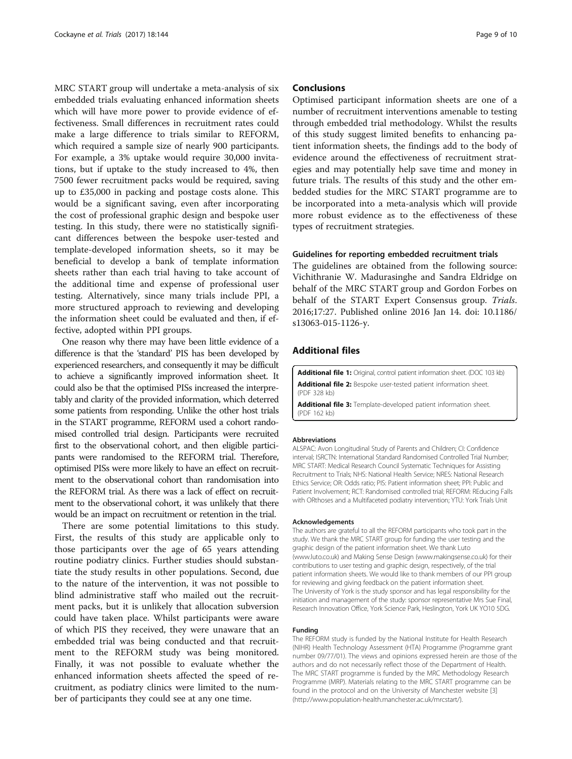MRC START group will undertake a meta-analysis of six embedded trials evaluating enhanced information sheets which will have more power to provide evidence of effectiveness. Small differences in recruitment rates could make a large difference to trials similar to REFORM, which required a sample size of nearly 900 participants. For example, a 3% uptake would require 30,000 invitations, but if uptake to the study increased to 4%, then 7500 fewer recruitment packs would be required, saving up to £35,000 in packing and postage costs alone. This would be a significant saving, even after incorporating the cost of professional graphic design and bespoke user testing. In this study, there were no statistically significant differences between the bespoke user-tested and template-developed information sheets, so it may be beneficial to develop a bank of template information sheets rather than each trial having to take account of the additional time and expense of professional user testing. Alternatively, since many trials include PPI, a more structured approach to reviewing and developing the information sheet could be evaluated and then, if effective, adopted within PPI groups.

One reason why there may have been little evidence of a difference is that the 'standard' PIS has been developed by experienced researchers, and consequently it may be difficult to achieve a significantly improved information sheet. It could also be that the optimised PISs increased the interpretably and clarity of the provided information, which deterred some patients from responding. Unlike the other host trials in the START programme, REFORM used a cohort randomised controlled trial design. Participants were recruited first to the observational cohort, and then eligible participants were randomised to the REFORM trial. Therefore, optimised PISs were more likely to have an effect on recruitment to the observational cohort than randomisation into the REFORM trial. As there was a lack of effect on recruitment to the observational cohort, it was unlikely that there would be an impact on recruitment or retention in the trial.

There are some potential limitations to this study. First, the results of this study are applicable only to those participants over the age of 65 years attending routine podiatry clinics. Further studies should substantiate the study results in other populations. Second, due to the nature of the intervention, it was not possible to blind administrative staff who mailed out the recruitment packs, but it is unlikely that allocation subversion could have taken place. Whilst participants were aware of which PIS they received, they were unaware that an embedded trial was being conducted and that recruitment to the REFORM study was being monitored. Finally, it was not possible to evaluate whether the enhanced information sheets affected the speed of recruitment, as podiatry clinics were limited to the number of participants they could see at any one time.

## Conclusions

Optimised participant information sheets are one of a number of recruitment interventions amenable to testing through embedded trial methodology. Whilst the results of this study suggest limited benefits to enhancing patient information sheets, the findings add to the body of evidence around the effectiveness of recruitment strategies and may potentially help save time and money in future trials. The results of this study and the other embedded studies for the MRC START programme are to be incorporated into a meta-analysis which will provide more robust evidence as to the effectiveness of these types of recruitment strategies.

### Guidelines for reporting embedded recruitment trials

The guidelines are obtained from the following source: Vichithranie W. Madurasinghe and Sandra Eldridge on behalf of the MRC START group and Gordon Forbes on behalf of the START Expert Consensus group. *Trials*. 2016;17:27. Published online 2016 Jan 14. doi: 10.1186/s13063-015-1126-y.

## Additional files

**Additional file 1:** Original, control patient information sheet. (DOC 103 kb)

**Additional file 2:** Bespoke user-tested patient information sheet. (PDF 328 kb)

**Additional file 3:** Template-developed patient information sheet. (PDF 162 kb)

#### Abbreviations

ALSPAC: Avon Longitudinal Study of Parents and Children; CI: Confidence interval; ISRCTN: International Standard Randomised Controlled Trial Number; MRC START: Medical Research Council Systematic Techniques for Assisting Recruitment to Trials; NHS: National Health Service; NRES: National Research Ethics Service; OR: Odds ratio; PIS: Patient information sheet; PPI: Public and Patient Involvement; RCT: Randomised controlled trial; REFORM: REducing Falls with ORthoses and a Multifaceted podiatry intervention; YTU: York Trials Unit

#### Acknowledgements

The authors are grateful to all the REFORM participants who took part in the study. We thank the MRC START group for funding the user testing and the graphic design of the patient information sheet. We thank Luto (www.luto.co.uk) and Making Sense Design (www.makingsense.co.uk) for their contributions to user testing and graphic design, respectively, of the trial patient information sheets. We would like to thank members of our PPI group for reviewing and giving feedback on the patient information sheet.
The University of York is the study sponsor and has legal responsibility for the initiation and management of the study: sponsor representative Mrs Sue Final, Research Innovation Office, York Science Park, Heslington, York UK YO10 5DG.

#### Funding

The REFORM study is funded by the National Institute for Health Research (NIHR) Health Technology Assessment (HTA) Programme (Programme grant number 09/77/01). The views and opinions expressed herein are those of the authors and do not necessarily reflect those of the Department of Health. The MRC START programme is funded by the MRC Methodology Research Programme (MRP). Materials relating to the MRC START programme can be found in the protocol and on the University of Manchester website [3] (http://www.population-health.manchester.ac.uk/mrcstart/).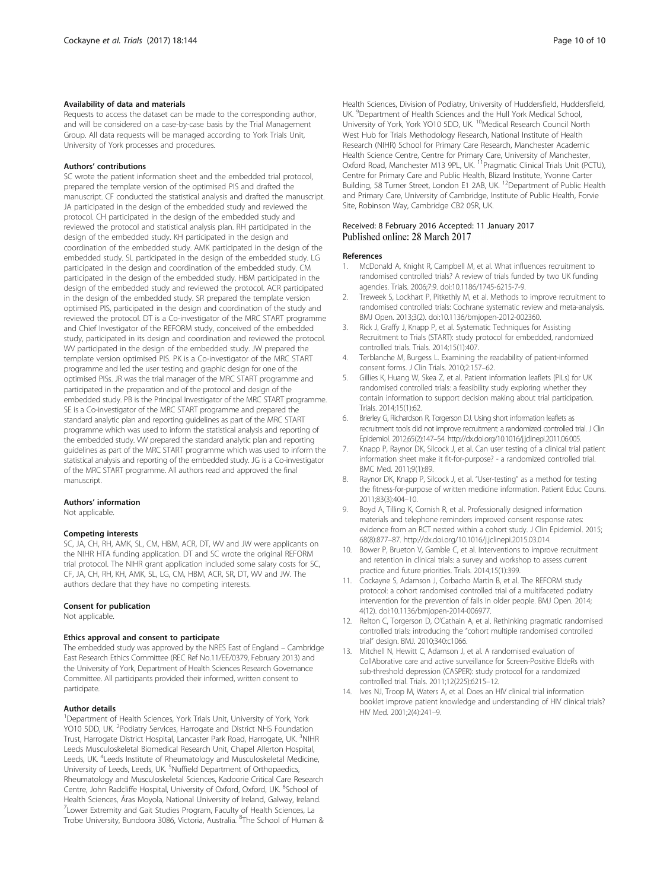#### Availability of data and materials

Requests to access the dataset can be made to the corresponding author, and will be considered on a case-by-case basis by the Trial Management Group. All data requests will be managed according to York Trials Unit, University of York processes and procedures.

#### Authors' contributions

SC wrote the patient information sheet and the embedded trial protocol, prepared the template version of the optimised PIS and drafted the manuscript. CF conducted the statistical analysis and drafted the manuscript. JA participated in the design of the embedded study and reviewed the protocol. CH participated in the design of the embedded study and reviewed the protocol and statistical analysis plan. RH participated in the design of the embedded study. KH participated in the design and coordination of the embedded study. AMK participated in the design of the embedded study. SL participated in the design of the embedded study. LG participated in the design and coordination of the embedded study. CM participated in the design of the embedded study. HBM participated in the design of the embedded study and reviewed the protocol. ACR participated in the design of the embedded study. SR prepared the template version optimised PIS, participated in the design and coordination of the study and reviewed the protocol. DT is a Co-investigator of the MRC START programme and Chief Investigator of the REFORM study, conceived of the embedded study, participated in its design and coordination and reviewed the protocol. WV participated in the design of the embedded study. JW prepared the template version optimised PIS. PK is a Co-investigator of the MRC START programme and led the user testing and graphic design for one of the optimised PISs. JR was the trial manager of the MRC START programme and participated in the preparation and of the protocol and design of the embedded study. PB is the Principal Investigator of the MRC START programme. SE is a Co-investigator of the MRC START programme and prepared the standard analytic plan and reporting guidelines as part of the MRC START programme which was used to inform the statistical analysis and reporting of the embedded study. VW prepared the standard analytic plan and reporting guidelines as part of the MRC START programme which was used to inform the statistical analysis and reporting of the embedded study. JG is a Co-investigator of the MRC START programme. All authors read and approved the final manuscript.

#### Authors' information

Not applicable.

#### Competing interests

SC, JA, CH, RH, AMK, SL, CM, HBM, ACR, DT, WV and JW were applicants on the NIHR HTA funding application. DT and SC wrote the original REFORM trial protocol. The NIHR grant application included some salary costs for SC, CF, JA, CH, RH, KH, AMK, SL, LG, CM, HBM, ACR, SR, DT, WV and JW. The authors declare that they have no competing interests.

#### Consent for publication

Not applicable.

#### Ethics approval and consent to participate

The embedded study was approved by the NRES East of England – Cambridge East Research Ethics Committee (REC Ref No.11/EE/0379, February 2013) and the University of York, Department of Health Sciences Research Governance Committee. All participants provided their informed, written consent to participate.

#### Author details

[1]Department of Health Sciences, York Trials Unit, University of York, York YO10 5DD, UK. [2]Podiatry Services, Harrogate and District NHS Foundation Trust, Harrogate District Hospital, Lancaster Park Road, Harrogate, UK. [3]NIHR Leeds Musculoskeletal Biomedical Research Unit, Chapel Allerton Hospital, Leeds, UK. [4]Leeds Institute of Rheumatology and Musculoskeletal Medicine, University of Leeds, Leeds, UK. [5]Nuffield Department of Orthopaedics, Rheumatology and Musculoskeletal Sciences, Kadoorie Critical Care Research Centre, John Radcliffe Hospital, University of Oxford, Oxford, UK. [6]School of Health Sciences, Áras Moyola, National University of Ireland, Galway, Ireland. [7]Lower Extremity and Gait Studies Program, Faculty of Health Sciences, La Trobe University, Bundoora 3086, Victoria, Australia. [8]The School of Human & Health Sciences, Division of Podiatry, University of Huddersfield, Huddersfield, UK. [9]Department of Health Sciences and the Hull York Medical School, University of York, York YO10 5DD, UK. [10]Medical Research Council North West Hub for Trials Methodology Research, National Institute of Health Research (NIHR) School for Primary Care Research, Manchester Academic Health Science Centre, Centre for Primary Care, University of Manchester, Oxford Road, Manchester M13 9PL, UK. [11]Pragmatic Clinical Trials Unit (PCTU), Centre for Primary Care and Public Health, Blizard Institute, Yvonne Carter Building, 58 Turner Street, London E1 2AB, UK. [12]Department of Public Health and Primary Care, University of Cambridge, Institute of Public Health, Forvie Site, Robinson Way, Cambridge CB2 0SR, UK.

Received: 8 February 2016 Accepted: 11 January 2017
Published online: 28 March 2017

#### References

1. McDonald A, Knight R, Campbell M, et al. What influences recruitment to randomised controlled trials? A review of trials funded by two UK funding agencies. Trials. 2006;7:9. doi:10.1186/1745-6215-7-9.
2. Treweek S, Lockhart P, Pitkethly M, et al. Methods to improve recruitment to randomised controlled trials: Cochrane systematic review and meta-analysis. BMJ Open. 2013;3(2). doi:10.1136/bmjopen-2012-002360.
3. Rick J, Graffy J, Knapp P, et al. Systematic Techniques for Assisting Recruitment to Trials (START): study protocol for embedded, randomized controlled trials. Trials. 2014;15(1):407.
4. Terblanche M, Burgess L. Examining the readability of patient-informed consent forms. J Clin Trials. 2010;2:157–62.
5. Gillies K, Huang W, Skea Z, et al. Patient information leaflets (PILs) for UK randomised controlled trials: a feasibility study exploring whether they contain information to support decision making about trial participation. Trials. 2014;15(1):62.
6. Brierley G, Richardson R, Torgerson DJ. Using short information leaflets as recruitment tools did not improve recruitment: a randomized controlled trial. J Clin Epidemiol. 2012;65(2):147–54. http://dx.doi.org/10.1016/j.jclinepi.2011.06.005.
7. Knapp P, Raynor DK, Silcock J, et al. Can user testing of a clinical trial patient information sheet make it fit-for-purpose? - a randomized controlled trial. BMC Med. 2011;9(1):89.
8. Raynor DK, Knapp P, Silcock J, et al. "User-testing" as a method for testing the fitness-for-purpose of written medicine information. Patient Educ Couns. 2011;83(3):404–10.
9. Boyd A, Tilling K, Cornish R, et al. Professionally designed information materials and telephone reminders improved consent response rates: evidence from an RCT nested within a cohort study. J Clin Epidemiol. 2015; 68(8):877–87. http://dx.doi.org/10.1016/j.jclinepi.2015.03.014.
10. Bower P, Brueton V, Gamble C, et al. Interventions to improve recruitment and retention in clinical trials: a survey and workshop to assess current practice and future priorities. Trials. 2014;15(1):399.
11. Cockayne S, Adamson J, Corbacho Martin B, et al. The REFORM study protocol: a cohort randomised controlled trial of a multifaceted podiatry intervention for the prevention of falls in older people. BMJ Open. 2014; 4(12). doi:10.1136/bmjopen-2014-006977.
12. Relton C, Torgerson D, O'Cathain A, et al. Rethinking pragmatic randomised controlled trials: introducing the "cohort multiple randomised controlled trial" design. BMJ. 2010;340:c1066.
13. Mitchell N, Hewitt C, Adamson J, et al. A randomised evaluation of CollAborative care and active surveillance for Screen-Positive EldeRs with sub-threshold depression (CASPER): study protocol for a randomized controlled trial. Trials. 2011;12(225):6215–12.
14. Ives NJ, Troop M, Waters A, et al. Does an HIV clinical trial information booklet improve patient knowledge and understanding of HIV clinical trials? HIV Med. 2001;2(4):241–9.